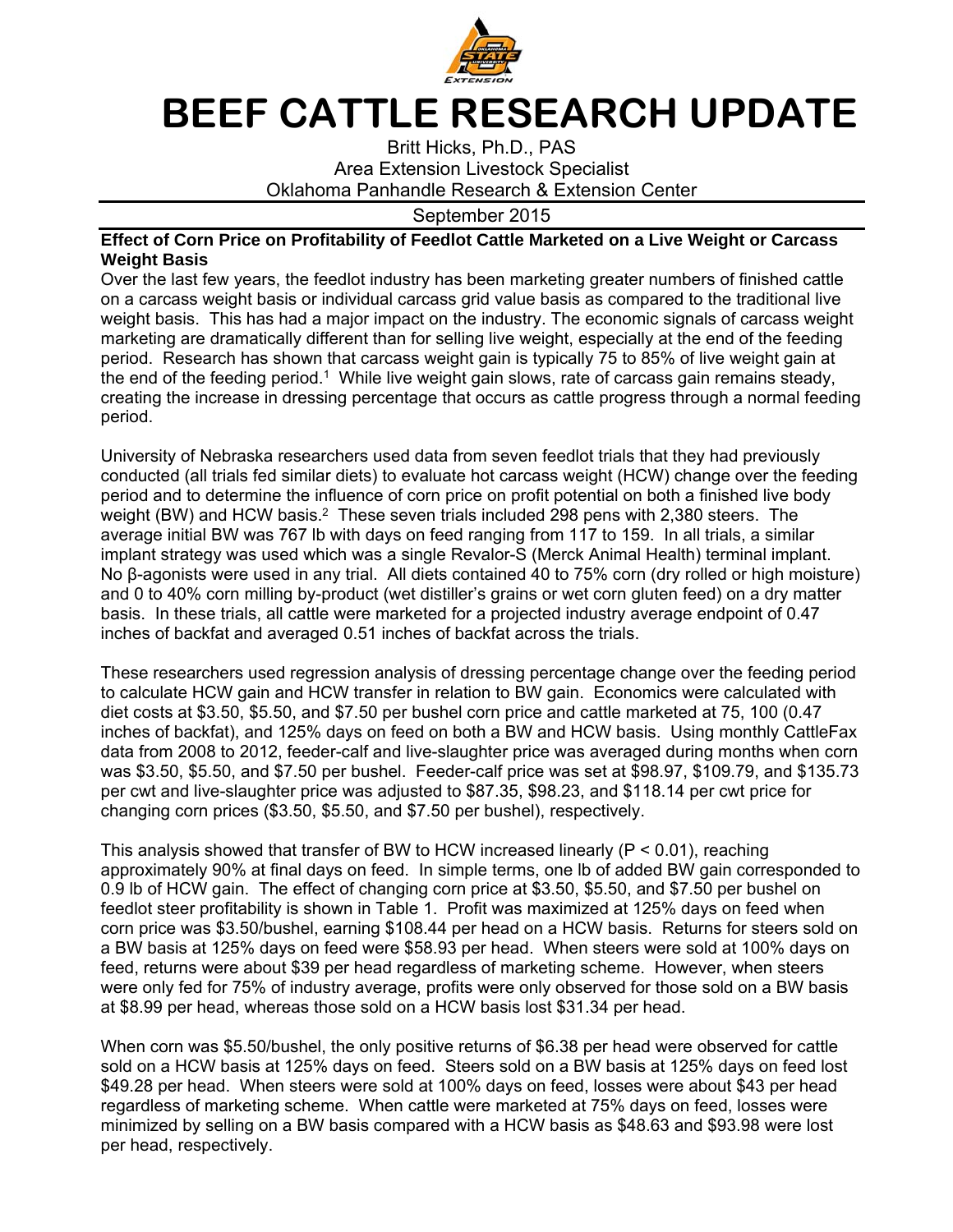# BEEF CATTLE RESEARCH UPDATE

Britt Hicks, Ph.D., PAS
Area Extension Livestock Specialist
Oklahoma Panhandle Research & Extension Center

September 2015

## Effect of Corn Price on Profitability of Feedlot Cattle Marketed on a Live Weight or Carcass Weight Basis

Over the last few years, the feedlot industry has been marketing greater numbers of finished cattle on a carcass weight basis or individual carcass grid value basis as compared to the traditional live weight basis. This has had a major impact on the industry. The economic signals of carcass weight marketing are dramatically different than for selling live weight, especially at the end of the feeding period. Research has shown that carcass weight gain is typically 75 to 85% of live weight gain at the end of the feeding period.[1] While live weight gain slows, rate of carcass gain remains steady, creating the increase in dressing percentage that occurs as cattle progress through a normal feeding period.

University of Nebraska researchers used data from seven feedlot trials that they had previously conducted (all trials fed similar diets) to evaluate hot carcass weight (HCW) change over the feeding period and to determine the influence of corn price on profit potential on both a finished live body weight (BW) and HCW basis.[2] These seven trials included 298 pens with 2,380 steers. The average initial BW was 767 lb with days on feed ranging from 117 to 159. In all trials, a similar implant strategy was used which was a single Revalor-S (Merck Animal Health) terminal implant. No β-agonists were used in any trial. All diets contained 40 to 75% corn (dry rolled or high moisture) and 0 to 40% corn milling by-product (wet distiller's grains or wet corn gluten feed) on a dry matter basis. In these trials, all cattle were marketed for a projected industry average endpoint of 0.47 inches of backfat and averaged 0.51 inches of backfat across the trials.

These researchers used regression analysis of dressing percentage change over the feeding period to calculate HCW gain and HCW transfer in relation to BW gain. Economics were calculated with diet costs at $3.50, $5.50, and $7.50 per bushel corn price and cattle marketed at 75, 100 (0.47 inches of backfat), and 125% days on feed on both a BW and HCW basis. Using monthly CattleFax data from 2008 to 2012, feeder-calf and live-slaughter price was averaged during months when corn was $3.50, $5.50, and $7.50 per bushel. Feeder-calf price was set at $98.97, $109.79, and $135.73 per cwt and live-slaughter price was adjusted to $87.35, $98.23, and $118.14 per cwt price for changing corn prices ($3.50, $5.50, and $7.50 per bushel), respectively.

This analysis showed that transfer of BW to HCW increased linearly ($P < 0.01$), reaching approximately 90% at final days on feed. In simple terms, one lb of added BW gain corresponded to 0.9 lb of HCW gain. The effect of changing corn price at $3.50, $5.50, and $7.50 per bushel on feedlot steer profitability is shown in Table 1. Profit was maximized at 125% days on feed when corn price was $3.50/bushel, earning $108.44 per head on a HCW basis. Returns for steers sold on a BW basis at 125% days on feed were $58.93 per head. When steers were sold at 100% days on feed, returns were about $39 per head regardless of marketing scheme. However, when steers were only fed for 75% of industry average, profits were only observed for those sold on a BW basis at $8.99 per head, whereas those sold on a HCW basis lost $31.34 per head.

When corn was $5.50/bushel, the only positive returns of $6.38 per head were observed for cattle sold on a HCW basis at 125% days on feed. Steers sold on a BW basis at 125% days on feed lost $49.28 per head. When steers were sold at 100% days on feed, losses were about $43 per head regardless of marketing scheme. When cattle were marketed at 75% days on feed, losses were minimized by selling on a BW basis compared with a HCW basis as $48.63 and $93.98 were lost per head, respectively.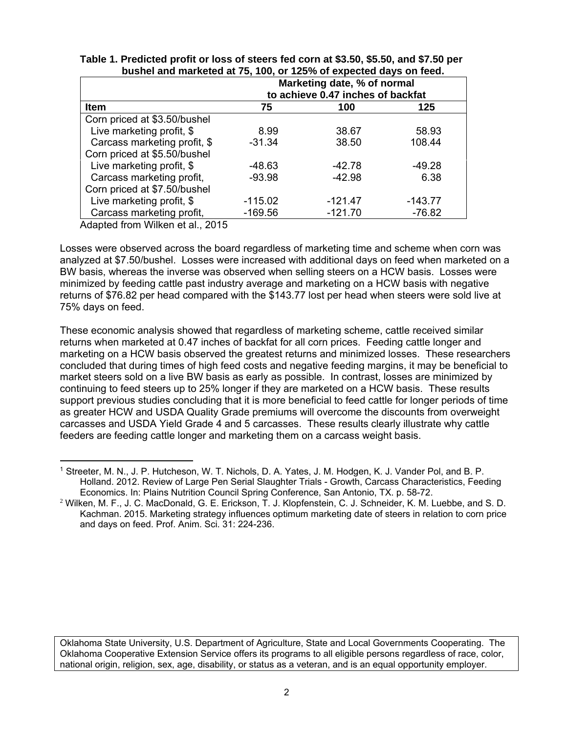**Table 1. Predicted profit or loss of steers fed corn at \$3.50, \$5.50, and \$7.50 per bushel and marketed at 75, 100, or 125% of expected days on feed.**

| | Marketing date, % of normal to achieve 0.47 inches of backfat | | |
|---|---|---|---|
| **Item** | **75** | **100** | **125** |
| Corn priced at \$3.50/bushel | | | |
| Live marketing profit, \$ | 8.99 | 38.67 | 58.93 |
| Carcass marketing profit, \$ | -31.34 | 38.50 | 108.44 |
| Corn priced at \$5.50/bushel | | | |
| Live marketing profit, \$ | -48.63 | -42.78 | -49.28 |
| Carcass marketing profit, | -93.98 | -42.98 | 6.38 |
| Corn priced at \$7.50/bushel | | | |
| Live marketing profit, \$ | -115.02 | -121.47 | -143.77 |
| Carcass marketing profit, | -169.56 | -121.70 | -76.82 |

Adapted from Wilken et al., 2015

Losses were observed across the board regardless of marketing time and scheme when corn was analyzed at \$7.50/bushel. Losses were increased with additional days on feed when marketed on a BW basis, whereas the inverse was observed when selling steers on a HCW basis. Losses were minimized by feeding cattle past industry average and marketing on a HCW basis with negative returns of \$76.82 per head compared with the \$143.77 lost per head when steers were sold live at 75% days on feed.

These economic analysis showed that regardless of marketing scheme, cattle received similar returns when marketed at 0.47 inches of backfat for all corn prices. Feeding cattle longer and marketing on a HCW basis observed the greatest returns and minimized losses. These researchers concluded that during times of high feed costs and negative feeding margins, it may be beneficial to market steers sold on a live BW basis as early as possible. In contrast, losses are minimized by continuing to feed steers up to 25% longer if they are marketed on a HCW basis. These results support previous studies concluding that it is more beneficial to feed cattle for longer periods of time as greater HCW and USDA Quality Grade premiums will overcome the discounts from overweight carcasses and USDA Yield Grade 4 and 5 carcasses. These results clearly illustrate why cattle feeders are feeding cattle longer and marketing them on a carcass weight basis.

---

[1] Streeter, M. N., J. P. Hutcheson, W. T. Nichols, D. A. Yates, J. M. Hodgen, K. J. Vander Pol, and B. P. Holland. 2012. Review of Large Pen Serial Slaughter Trials - Growth, Carcass Characteristics, Feeding Economics. In: Plains Nutrition Council Spring Conference, San Antonio, TX. p. 58-72.

[2] Wilken, M. F., J. C. MacDonald, G. E. Erickson, T. J. Klopfenstein, C. J. Schneider, K. M. Luebbe, and S. D. Kachman. 2015. Marketing strategy influences optimum marketing date of steers in relation to corn price and days on feed. Prof. Anim. Sci. 31: 224-236.

Oklahoma State University, U.S. Department of Agriculture, State and Local Governments Cooperating. The Oklahoma Cooperative Extension Service offers its programs to all eligible persons regardless of race, color, national origin, religion, sex, age, disability, or status as a veteran, and is an equal opportunity employer.